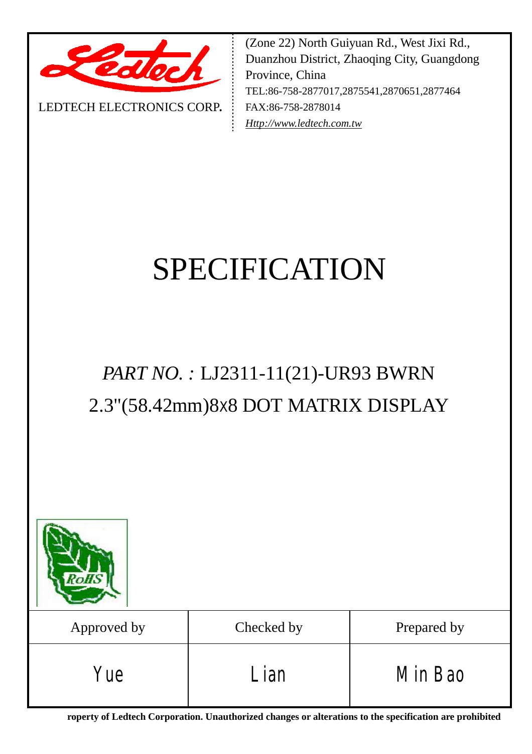LEDTECH ELECTRONICS CORP.

(Zone 22) North Guiyuan Rd., West Jixi Rd., Duanzhou District, Zhaoqing City, Guangdong Province, China
TEL:86-758-2877017,2875541,2870651,2877464
FAX:86-758-2878014
*Http://www.ledtech.com.tw*

# SPECIFICATION

## *PART NO. :* LJ2311-11(21)-UR93 BWRN

## 2.3"(58.42mm)8x8 DOT MATRIX DISPLAY

| Approved by | Checked by | Prepared by |
|---|---|---|
| Yue | Lian | Min Bao |

**roperty of Ledtech Corporation. Unauthorized changes or alterations to the specification are prohibited**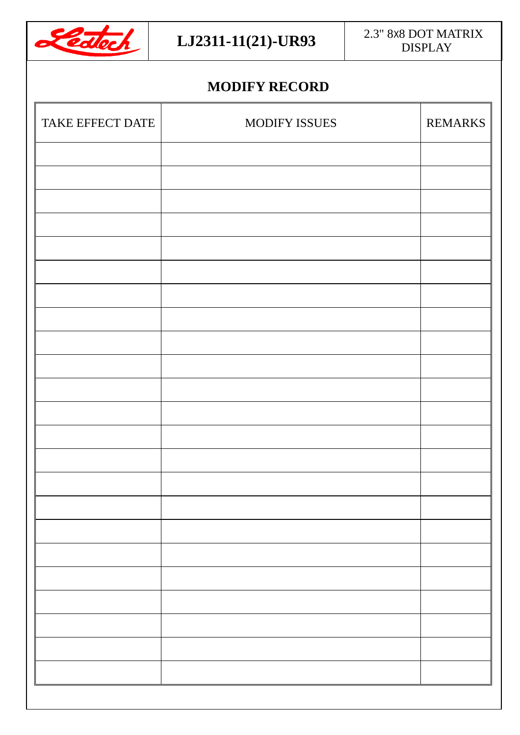## MODIFY RECORD

| TAKE EFFECT DATE | MODIFY ISSUES | REMARKS |
|---|---|---|
| | | |
| | | |
| | | |
| | | |
| | | |
| | | |
| | | |
| | | |
| | | |
| | | |
| | | |
| | | |
| | | |
| | | |
| | | |
| | | |
| | | |
| | | |
| | | |
| | | |
| | | |
| | | |
| | | |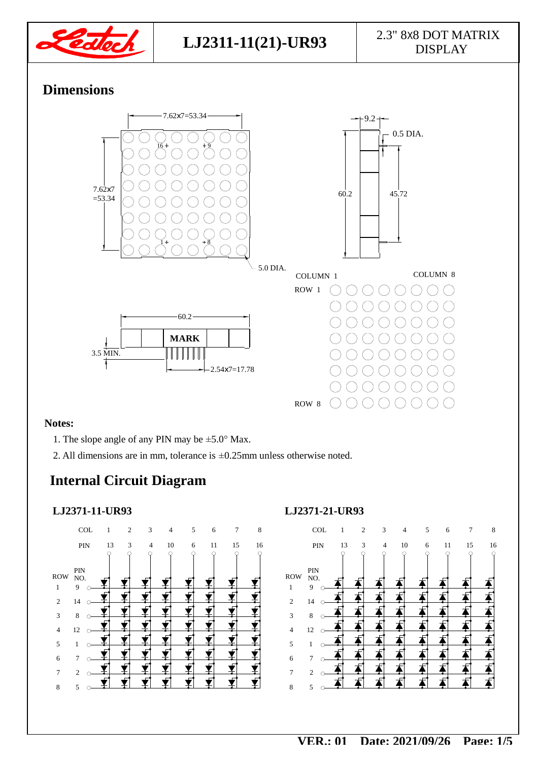# LJ2311-11(21)-UR93

2.3" 8x8 DOT MATRIX DISPLAY

## Dimensions

7.62x7=53.34

7.62x7 =53.34

16 + +9

1 + +8

5.0 DIA.

9.2

0.5 DIA.

60.2

45.72

60.2

MARK

3.5 MIN.

2.54x7=17.78

COLUMN 1 COLUMN 8

ROW 1

ROW 8

**Notes:**

1. The slope angle of any PIN may be ±5.0° Max.
2. All dimensions are in mm, tolerance is ±0.25mm unless otherwise noted.

## Internal Circuit Diagram

### LJ2371-11-UR93

| COL | 1 | 2 | 3 | 4 | 5 | 6 | 7 | 8 |
|---|---|---|---|---|---|---|---|---|
| PIN | 13 | 3 | 4 | 10 | 6 | 11 | 15 | 16 |

| ROW | PIN NO. |
|---|---|
| 1 | 9 |
| 2 | 14 |
| 3 | 8 |
| 4 | 12 |
| 5 | 1 |
| 6 | 7 |
| 7 | 2 |
| 8 | 5 |

### LJ2371-21-UR93

| COL | 1 | 2 | 3 | 4 | 5 | 6 | 7 | 8 |
|---|---|---|---|---|---|---|---|---|
| PIN | 13 | 3 | 4 | 10 | 6 | 11 | 15 | 16 |

| ROW | PIN NO. |
|---|---|
| 1 | 9 |
| 2 | 14 |
| 3 | 8 |
| 4 | 12 |
| 5 | 1 |
| 6 | 7 |
| 7 | 2 |
| 8 | 5 |

VER.: 01 Date: 2021/09/26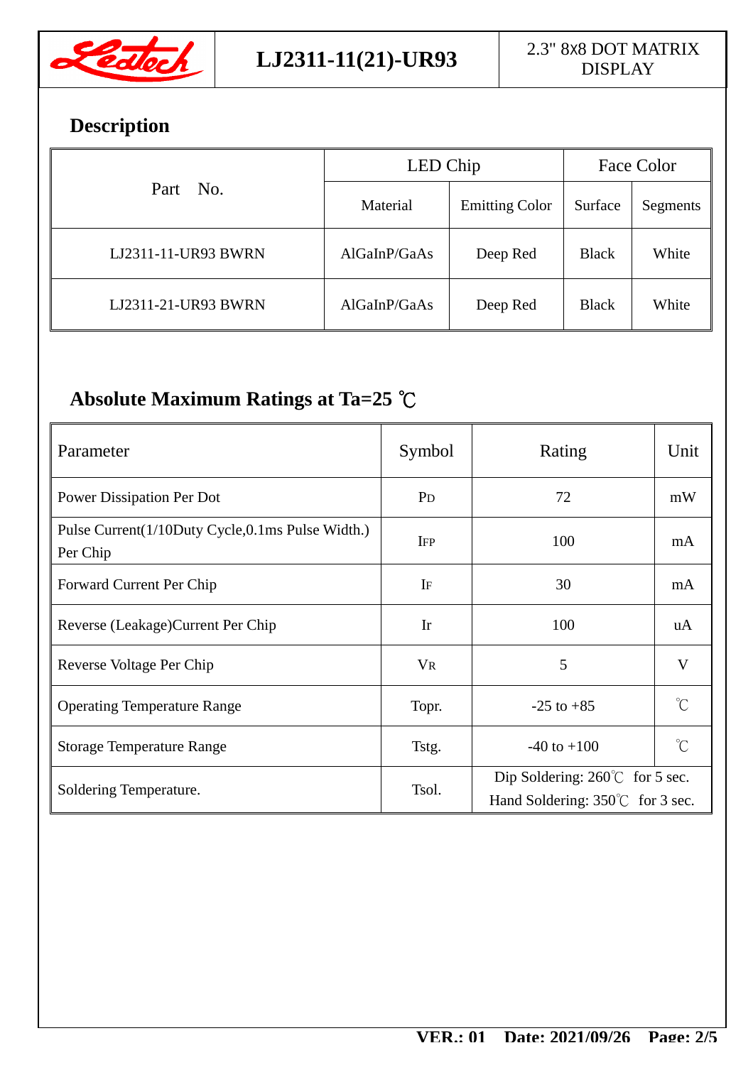# LJ2311-11(21)-UR93

2.3" 8x8 DOT MATRIX DISPLAY

## Description

| Part No. | LED Chip | | Face Color | |
|---|---|---|---|---|
| | Material | Emitting Color | Surface | Segments |
| LJ2311-11-UR93 BWRN | AlGaInP/GaAs | Deep Red | Black | White |
| LJ2311-21-UR93 BWRN | AlGaInP/GaAs | Deep Red | Black | White |

## Absolute Maximum Ratings at Ta=25 ℃

| Parameter | Symbol | Rating | Unit |
|---|---|---|---|
| Power Dissipation Per Dot | $P_D$ | 72 | mW |
| Pulse Current(1/10Duty Cycle,0.1ms Pulse Width.) Per Chip | $I_{FP}$ | 100 | mA |
| Forward Current Per Chip | $I_F$ | 30 | mA |
| Reverse (Leakage)Current Per Chip | Ir | 100 | uA |
| Reverse Voltage Per Chip | $V_R$ | 5 | V |
| Operating Temperature Range | Topr. | -25 to +85 | ℃ |
| Storage Temperature Range | Tstg. | -40 to +100 | ℃ |
| Soldering Temperature. | Tsol. | Dip Soldering: 260℃ for 5 sec.<br>Hand Soldering: 350℃ for 3 sec. | |

VER.: 01 Date: 2021/09/26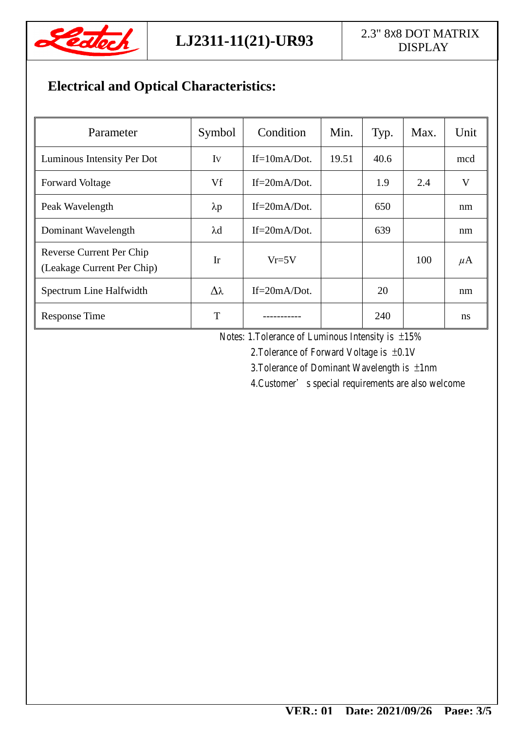## Electrical and Optical Characteristics:

| Parameter | Symbol | Condition | Min. | Typ. | Max. | Unit |
|---|---|---|---|---|---|---|
| Luminous Intensity Per Dot | Iv | If=10mA/Dot. | 19.51 | 40.6 | | mcd |
| Forward Voltage | Vf | If=20mA/Dot. | | 1.9 | 2.4 | V |
| Peak Wavelength | $\lambda$p | If=20mA/Dot. | | 650 | | nm |
| Dominant Wavelength | $\lambda$d | If=20mA/Dot. | | 639 | | nm |
| Reverse Current Per Chip (Leakage Current Per Chip) | Ir | Vr=5V | | | 100 | $\mu$A |
| Spectrum Line Halfwidth | $\Delta\lambda$ | If=20mA/Dot. | | 20 | | nm |
| Response Time | T | ----------- | | 240 | | ns |

Notes: 1.Tolerance of Luminous Intensity is ±15%

2.Tolerance of Forward Voltage is ±0.1V

3.Tolerance of Dominant Wavelength is ±1nm

4.Customer's special requirements are also welcome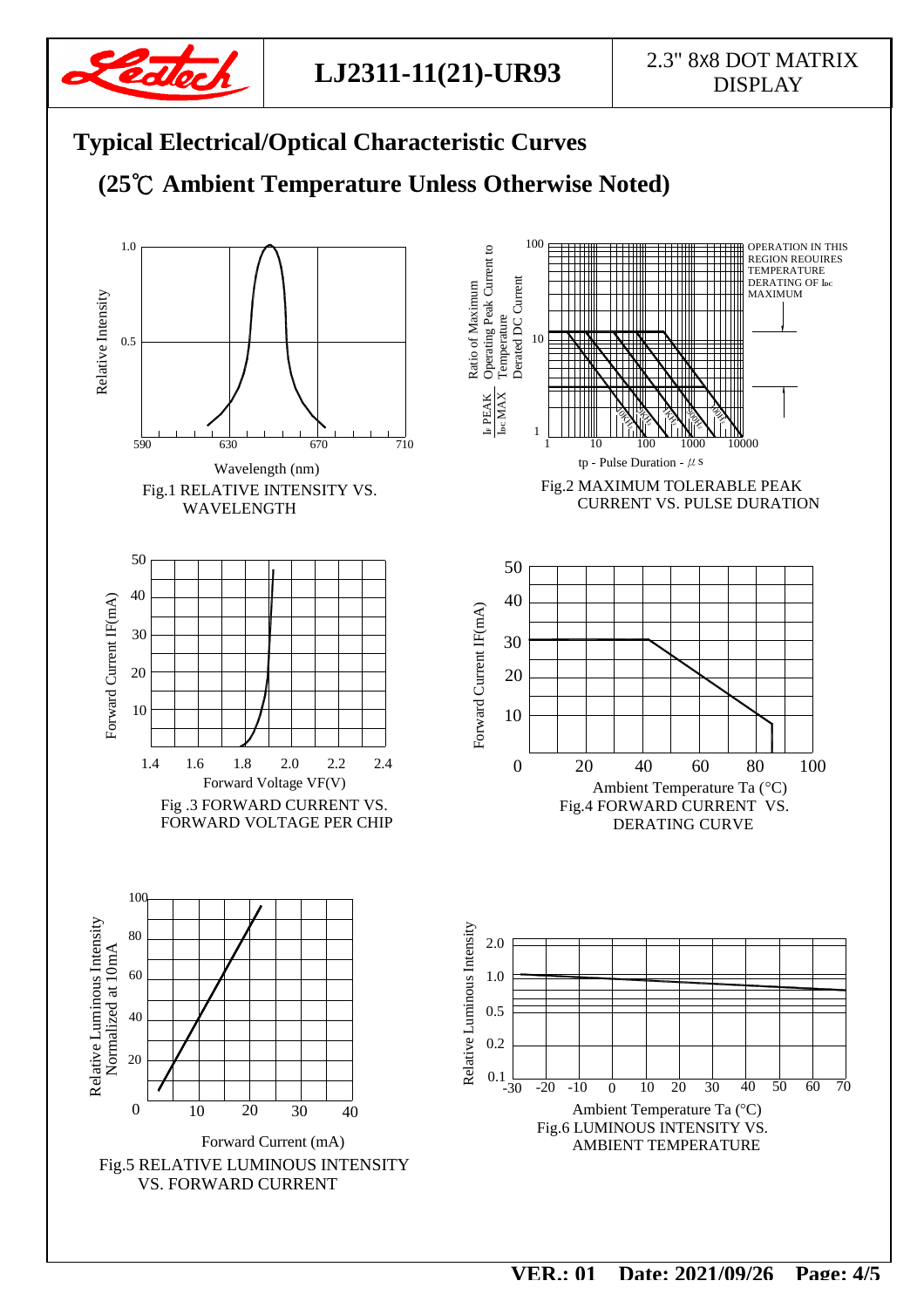# Typical Electrical/Optical Characteristic Curves

## (25℃ Ambient Temperature Unless Otherwise Noted)

Fig.1 RELATIVE INTENSITY VS. WAVELENGTH

Fig.2 MAXIMUM TOLERABLE PEAK CURRENT VS. PULSE DURATION

OPERATION IN THIS REGION REQUIRES TEMPERATURE DERATING OF $I_{DC}$ MAXIMUM

Fig .3 FORWARD CURRENT VS. FORWARD VOLTAGE PER CHIP

Fig.4 FORWARD CURRENT VS. DERATING CURVE

Fig.5 RELATIVE LUMINOUS INTENSITY VS. FORWARD CURRENT

Fig.6 LUMINOUS INTENSITY VS. AMBIENT TEMPERATURE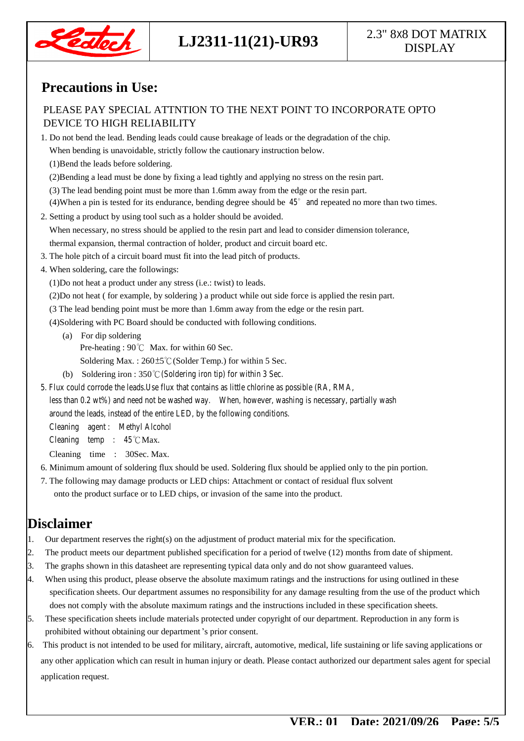## Precautions in Use:

PLEASE PAY SPECIAL ATTNTION TO THE NEXT POINT TO INCORPORATE OPTO DEVICE TO HIGH RELIABILITY

1. Do not bend the lead. Bending leads could cause breakage of leads or the degradation of the chip.
   When bending is unavoidable, strictly follow the cautionary instruction below.
   (1)Bend the leads before soldering.
   (2)Bending a lead must be done by fixing a lead tightly and applying no stress on the resin part.
   (3) The lead bending point must be more than 1.6mm away from the edge or the resin part.
   (4)When a pin is tested for its endurance, bending degree should be 45° and repeated no more than two times.
2. Setting a product by using tool such as a holder should be avoided.
   When necessary, no stress should be applied to the resin part and lead to consider dimension tolerance, thermal expansion, thermal contraction of holder, product and circuit board etc.
3. The hole pitch of a circuit board must fit into the lead pitch of products.
4. When soldering, care the followings:
   (1)Do not heat a product under any stress (i.e.: twist) to leads.
   (2)Do not heat ( for example, by soldering ) a product while out side force is applied the resin part.
   (3 The lead bending point must be more than 1.6mm away from the edge or the resin part.
   (4)Soldering with PC Board should be conducted with following conditions.
   (a) For dip soldering
   Pre-heating : 90℃ Max. for within 60 Sec.
   Soldering Max. : 260±5℃(Solder Temp.) for within 5 Sec.
   (b) Soldering iron : 350℃(Soldering iron tip) for within 3 Sec.
5. Flux could corrode the leads.Use flux that contains as little chlorine as possible (RA, RMA, less than 0.2 wt%) and need not be washed way. When, however, washing is necessary, partially wash around the leads, instead of the entire LED, by the following conditions.
   Cleaning agent : Methyl Alcohol
   Cleaning temp : 45℃Max.
   Cleaning time : 30Sec. Max.
6. Minimum amount of soldering flux should be used. Soldering flux should be applied only to the pin portion.
7. The following may damage products or LED chips: Attachment or contact of residual flux solvent onto the product surface or to LED chips, or invasion of the same into the product.

## Disclaimer

1. Our department reserves the right(s) on the adjustment of product material mix for the specification.
2. The product meets our department published specification for a period of twelve (12) months from date of shipment.
3. The graphs shown in this datasheet are representing typical data only and do not show guaranteed values.
4. When using this product, please observe the absolute maximum ratings and the instructions for using outlined in these specification sheets. Our department assumes no responsibility for any damage resulting from the use of the product which does not comply with the absolute maximum ratings and the instructions included in these specification sheets.
5. These specification sheets include materials protected under copyright of our department. Reproduction in any form is prohibited without obtaining our department's prior consent.
6. This product is not intended to be used for military, aircraft, automotive, medical, life sustaining or life saving applications or any other application which can result in human injury or death. Please contact authorized our department sales agent for special application request.